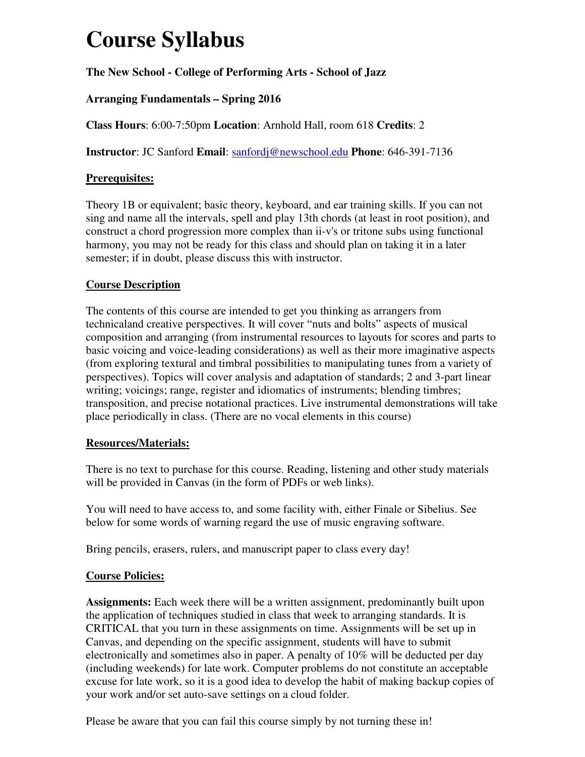# Course Syllabus

**The New School - College of Performing Arts - School of Jazz**

**Arranging Fundamentals – Spring 2016**

**Class Hours**: 6:00-7:50pm **Location**: Arnhold Hall, room 618 **Credits**: 2

**Instructor**: JC Sanford **Email**: sanfordj@newschool.edu **Phone**: 646-391-7136

## Prerequisites:

Theory 1B or equivalent; basic theory, keyboard, and ear training skills. If you can not sing and name all the intervals, spell and play 13th chords (at least in root position), and construct a chord progression more complex than ii-v's or tritone subs using functional harmony, you may not be ready for this class and should plan on taking it in a later semester; if in doubt, please discuss this with instructor.

## Course Description

The contents of this course are intended to get you thinking as arrangers from technicaland creative perspectives. It will cover "nuts and bolts" aspects of musical composition and arranging (from instrumental resources to layouts for scores and parts to basic voicing and voice-leading considerations) as well as their more imaginative aspects (from exploring textural and timbral possibilities to manipulating tunes from a variety of perspectives). Topics will cover analysis and adaptation of standards; 2 and 3-part linear writing; voicings; range, register and idiomatics of instruments; blending timbres; transposition, and precise notational practices. Live instrumental demonstrations will take place periodically in class. (There are no vocal elements in this course)

## Resources/Materials:

There is no text to purchase for this course. Reading, listening and other study materials will be provided in Canvas (in the form of PDFs or web links).

You will need to have access to, and some facility with, either Finale or Sibelius. See below for some words of warning regard the use of music engraving software.

Bring pencils, erasers, rulers, and manuscript paper to class every day!

## Course Policies:

**Assignments:** Each week there will be a written assignment, predominantly built upon the application of techniques studied in class that week to arranging standards. It is CRITICAL that you turn in these assignments on time. Assignments will be set up in Canvas, and depending on the specific assignment, students will have to submit electronically and sometimes also in paper. A penalty of 10% will be deducted per day (including weekends) for late work. Computer problems do not constitute an acceptable excuse for late work, so it is a good idea to develop the habit of making backup copies of your work and/or set auto-save settings on a cloud folder.

Please be aware that you can fail this course simply by not turning these in!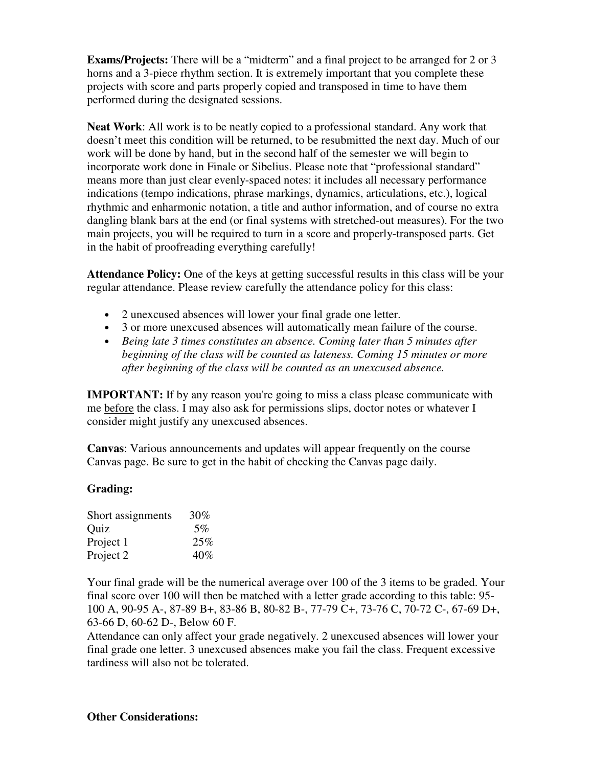**Exams/Projects:** There will be a "midterm" and a final project to be arranged for 2 or 3 horns and a 3-piece rhythm section. It is extremely important that you complete these projects with score and parts properly copied and transposed in time to have them performed during the designated sessions.

**Neat Work**: All work is to be neatly copied to a professional standard. Any work that doesn't meet this condition will be returned, to be resubmitted the next day. Much of our work will be done by hand, but in the second half of the semester we will begin to incorporate work done in Finale or Sibelius. Please note that "professional standard" means more than just clear evenly-spaced notes: it includes all necessary performance indications (tempo indications, phrase markings, dynamics, articulations, etc.), logical rhythmic and enharmonic notation, a title and author information, and of course no extra dangling blank bars at the end (or final systems with stretched-out measures). For the two main projects, you will be required to turn in a score and properly-transposed parts. Get in the habit of proofreading everything carefully!

**Attendance Policy:** One of the keys at getting successful results in this class will be your regular attendance. Please review carefully the attendance policy for this class:

- 2 unexcused absences will lower your final grade one letter.
- 3 or more unexcused absences will automatically mean failure of the course.
- *Being late 3 times constitutes an absence. Coming later than 5 minutes after beginning of the class will be counted as lateness. Coming 15 minutes or more after beginning of the class will be counted as an unexcused absence.*

**IMPORTANT:** If by any reason you're going to miss a class please communicate with me <u>before</u> the class. I may also ask for permissions slips, doctor notes or whatever I consider might justify any unexcused absences.

**Canvas**: Various announcements and updates will appear frequently on the course Canvas page. Be sure to get in the habit of checking the Canvas page daily.

**Grading:**

| | |
|---|---|
| Short assignments | 30% |
| Quiz | 5% |
| Project 1 | 25% |
| Project 2 | 40% |

Your final grade will be the numerical average over 100 of the 3 items to be graded. Your final score over 100 will then be matched with a letter grade according to this table: 95-100 A, 90-95 A-, 87-89 B+, 83-86 B, 80-82 B-, 77-79 C+, 73-76 C, 70-72 C-, 67-69 D+, 63-66 D, 60-62 D-, Below 60 F.

Attendance can only affect your grade negatively. 2 unexcused absences will lower your final grade one letter. 3 unexcused absences make you fail the class. Frequent excessive tardiness will also not be tolerated.

**Other Considerations:**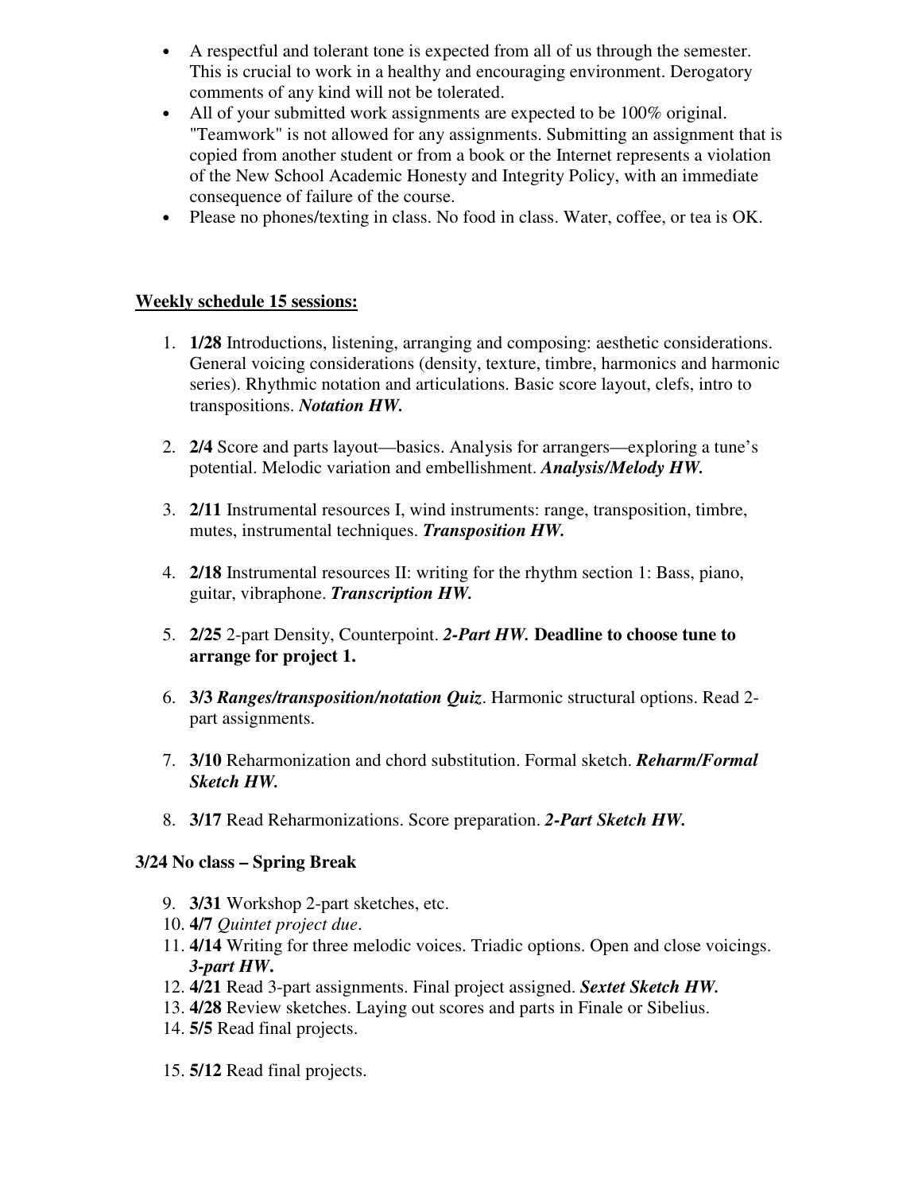- A respectful and tolerant tone is expected from all of us through the semester. This is crucial to work in a healthy and encouraging environment. Derogatory comments of any kind will not be tolerated.
- All of your submitted work assignments are expected to be 100% original. "Teamwork" is not allowed for any assignments. Submitting an assignment that is copied from another student or from a book or the Internet represents a violation of the New School Academic Honesty and Integrity Policy, with an immediate consequence of failure of the course.
- Please no phones/texting in class. No food in class. Water, coffee, or tea is OK.

**Weekly schedule 15 sessions:**

1. **1/28** Introductions, listening, arranging and composing: aesthetic considerations. General voicing considerations (density, texture, timbre, harmonics and harmonic series). Rhythmic notation and articulations. Basic score layout, clefs, intro to transpositions. ***Notation HW.***

2. **2/4** Score and parts layout—basics. Analysis for arrangers—exploring a tune's potential. Melodic variation and embellishment. ***Analysis/Melody HW.***

3. **2/11** Instrumental resources I, wind instruments: range, transposition, timbre, mutes, instrumental techniques. ***Transposition HW.***

4. **2/18** Instrumental resources II: writing for the rhythm section 1: Bass, piano, guitar, vibraphone. ***Transcription HW.***

5. **2/25** 2-part Density, Counterpoint. ***2-Part HW.*** **Deadline to choose tune to arrange for project 1.**

6. **3/3** ***Ranges/transposition/notation Quiz***. Harmonic structural options. Read 2-part assignments.

7. **3/10** Reharmonization and chord substitution. Formal sketch. ***Reharm/Formal Sketch HW.***

8. **3/17** Read Reharmonizations. Score preparation. ***2-Part Sketch HW.***

**3/24 No class – Spring Break**

9. **3/31** Workshop 2-part sketches, etc.
10. **4/7** *Quintet project due*.
11. **4/14** Writing for three melodic voices. Triadic options. Open and close voicings. ***3-part HW*.**
12. **4/21** Read 3-part assignments. Final project assigned. ***Sextet Sketch HW.***
13. **4/28** Review sketches. Laying out scores and parts in Finale or Sibelius.
14. **5/5** Read final projects.

15. **5/12** Read final projects.